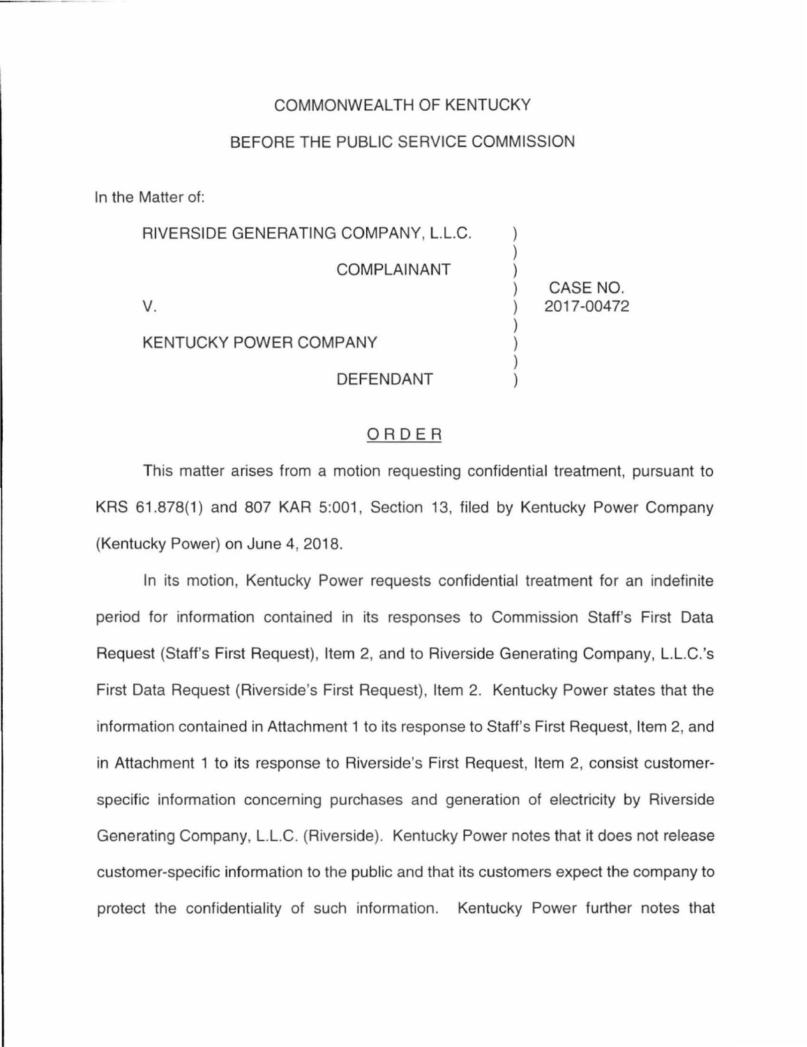COMMONWEALTH OF KENTUCKY

BEFORE THE PUBLIC SERVICE COMMISSION

In the Matter of:

| | | |
|---|---|---|
| RIVERSIDE GENERATING COMPANY, L.L.C. | ) | |
| COMPLAINANT | ) | |
| V. | ) | CASE NO. 2017-00472 |
| KENTUCKY POWER COMPANY | ) | |
| DEFENDANT | ) | |

## ORDER

This matter arises from a motion requesting confidential treatment, pursuant to KRS 61.878(1) and 807 KAR 5:001, Section 13, filed by Kentucky Power Company (Kentucky Power) on June 4, 2018.

In its motion, Kentucky Power requests confidential treatment for an indefinite period for information contained in its responses to Commission Staff's First Data Request (Staff's First Request), Item 2, and to Riverside Generating Company, L.L.C.'s First Data Request (Riverside's First Request), Item 2. Kentucky Power states that the information contained in Attachment 1 to its response to Staff's First Request, Item 2, and in Attachment 1 to its response to Riverside's First Request, Item 2, consist customer-specific information concerning purchases and generation of electricity by Riverside Generating Company, L.L.C. (Riverside). Kentucky Power notes that it does not release customer-specific information to the public and that its customers expect the company to protect the confidentiality of such information. Kentucky Power further notes that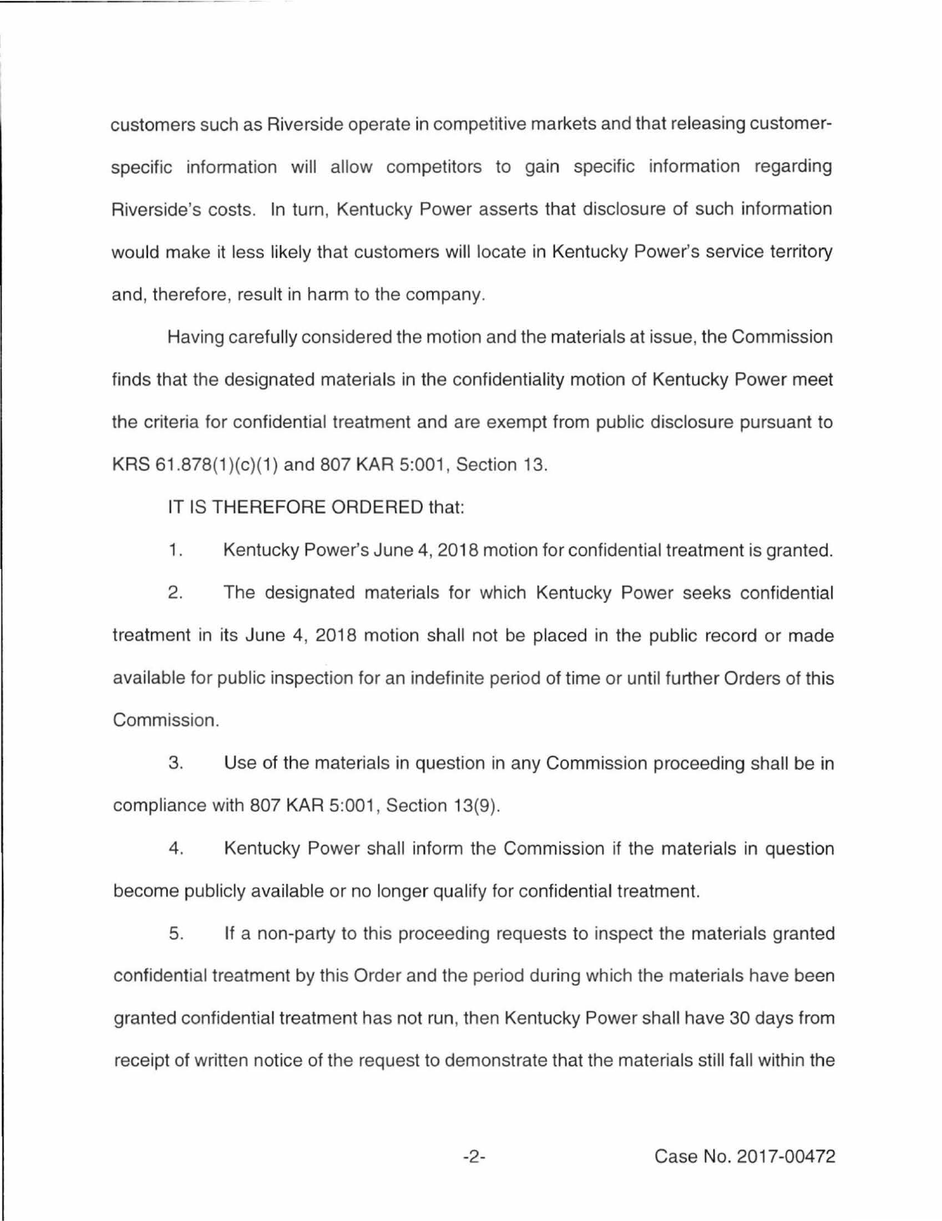customers such as Riverside operate in competitive markets and that releasing customer-specific information will allow competitors to gain specific information regarding Riverside's costs. In turn, Kentucky Power asserts that disclosure of such information would make it less likely that customers will locate in Kentucky Power's service territory and, therefore, result in harm to the company.

Having carefully considered the motion and the materials at issue, the Commission finds that the designated materials in the confidentiality motion of Kentucky Power meet the criteria for confidential treatment and are exempt from public disclosure pursuant to KRS 61.878(1)(c)(1) and 807 KAR 5:001, Section 13.

IT IS THEREFORE ORDERED that:

1. Kentucky Power's June 4, 2018 motion for confidential treatment is granted.

2. The designated materials for which Kentucky Power seeks confidential treatment in its June 4, 2018 motion shall not be placed in the public record or made available for public inspection for an indefinite period of time or until further Orders of this Commission.

3. Use of the materials in question in any Commission proceeding shall be in compliance with 807 KAR 5:001, Section 13(9).

4. Kentucky Power shall inform the Commission if the materials in question become publicly available or no longer qualify for confidential treatment.

5. If a non-party to this proceeding requests to inspect the materials granted confidential treatment by this Order and the period during which the materials have been granted confidential treatment has not run, then Kentucky Power shall have 30 days from receipt of written notice of the request to demonstrate that the materials still fall within the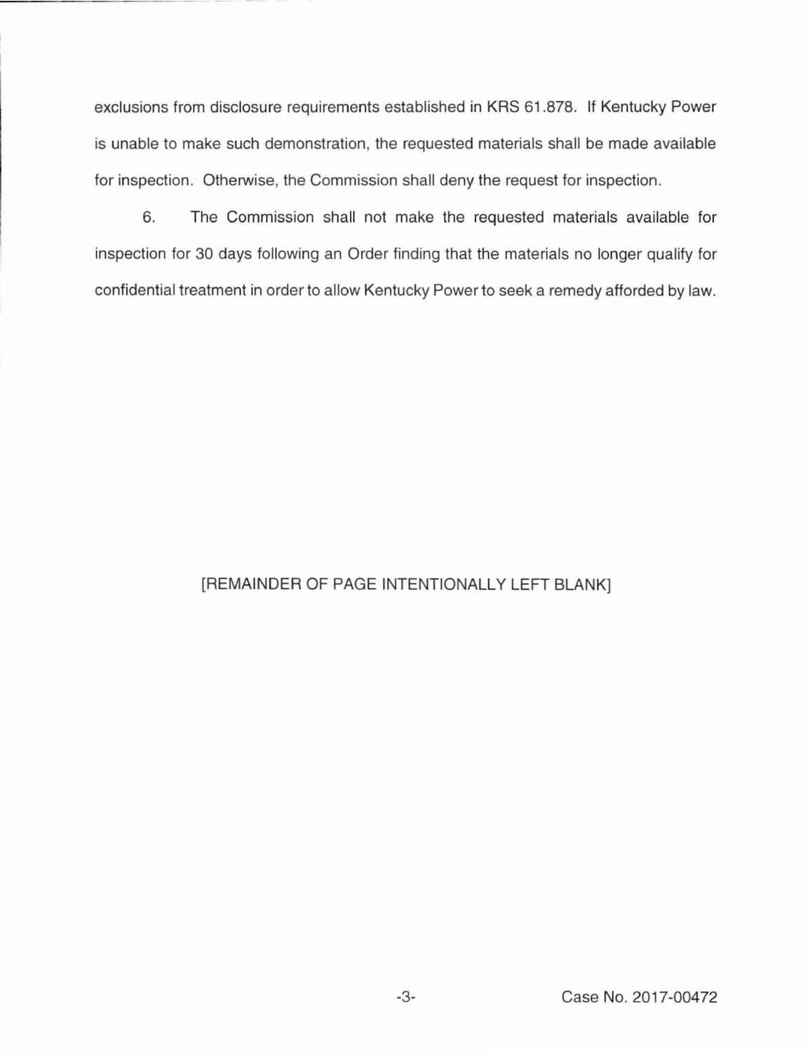exclusions from disclosure requirements established in KRS 61.878. If Kentucky Power is unable to make such demonstration, the requested materials shall be made available for inspection. Otherwise, the Commission shall deny the request for inspection.

6. The Commission shall not make the requested materials available for inspection for 30 days following an Order finding that the materials no longer qualify for confidential treatment in order to allow Kentucky Power to seek a remedy afforded by law.

[REMAINDER OF PAGE INTENTIONALLY LEFT BLANK]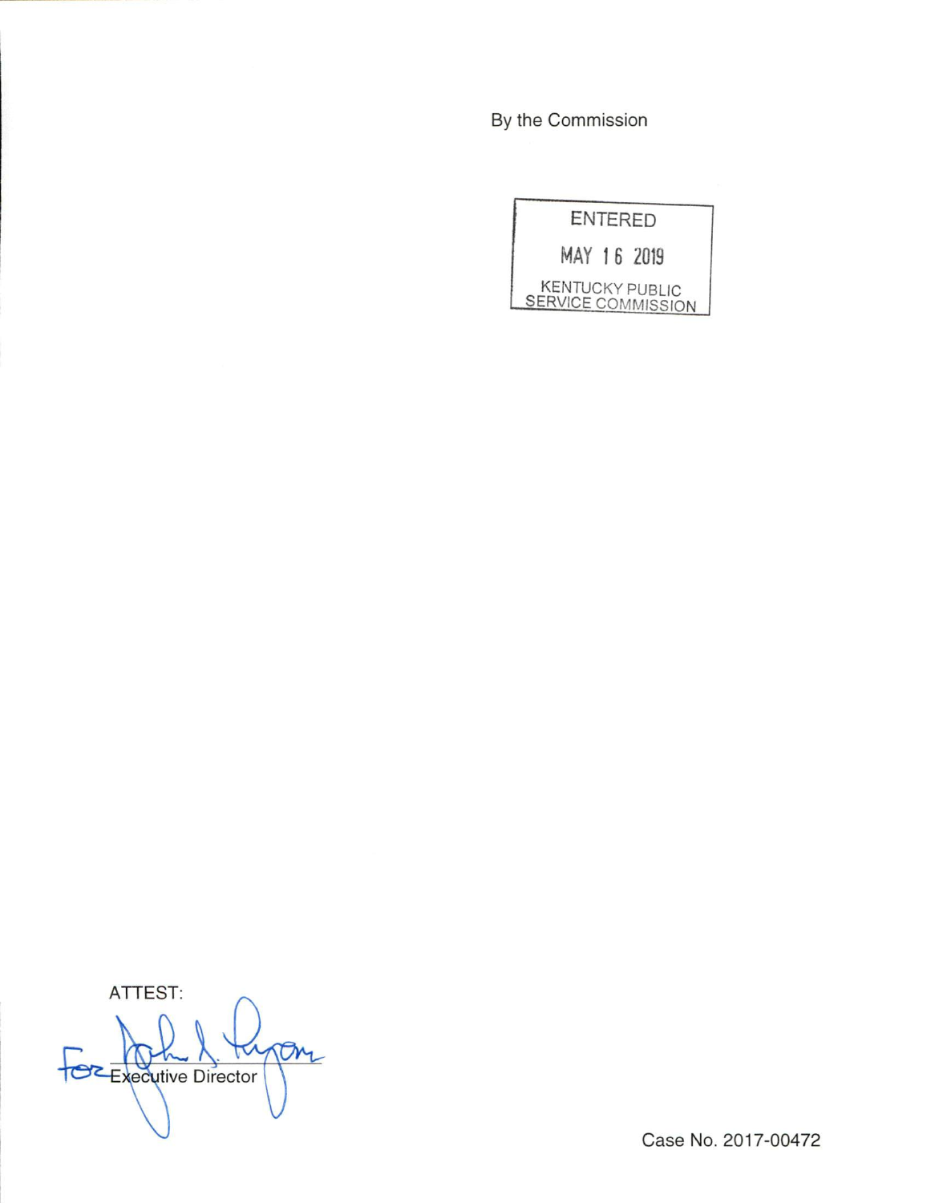By the Commission

ENTERED

MAY 16 2019

KENTUCKY PUBLIC SERVICE COMMISSION

ATTEST:

For Executive Director

Case No. 2017-00472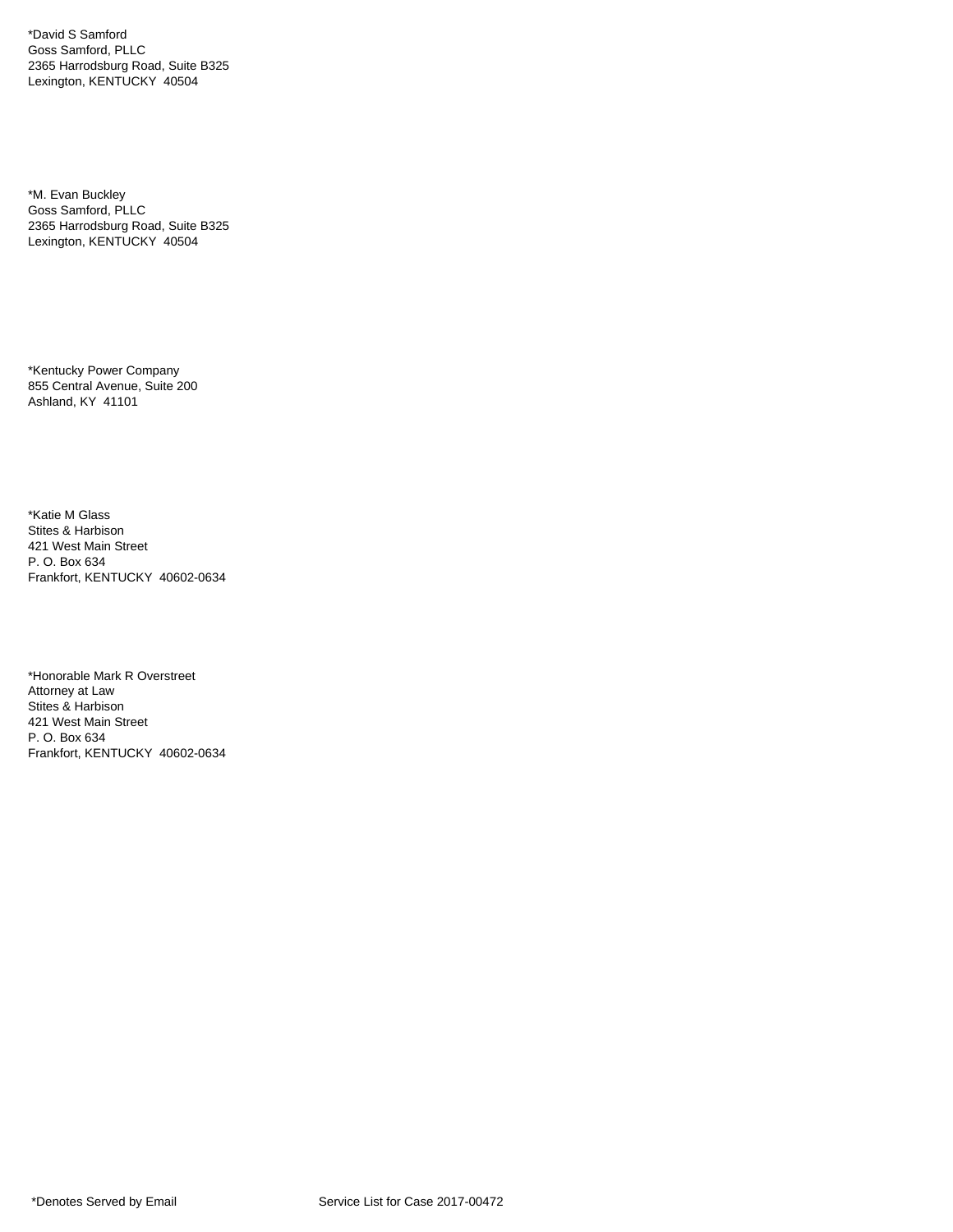*David S Samford
Goss Samford, PLLC
2365 Harrodsburg Road, Suite B325
Lexington, KENTUCKY  40504

*M. Evan Buckley
Goss Samford, PLLC
2365 Harrodsburg Road, Suite B325
Lexington, KENTUCKY  40504

*Kentucky Power Company
855 Central Avenue, Suite 200
Ashland, KY  41101

*Katie M Glass
Stites & Harbison
421 West Main Street
P. O. Box 634
Frankfort, KENTUCKY  40602-0634

*Honorable Mark R Overstreet
Attorney at Law
Stites & Harbison
421 West Main Street
P. O. Box 634
Frankfort, KENTUCKY  40602-0634

*Denotes Served by Email

Service List for Case 2017-00472